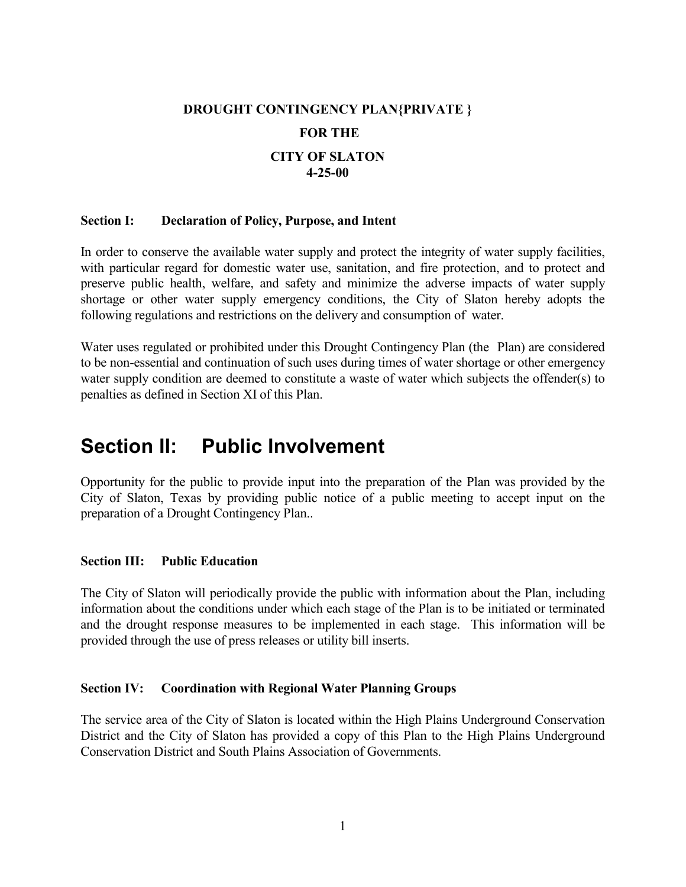**DROUGHT CONTINGENCY PLAN{PRIVATE }**

**FOR THE**

**CITY OF SLATON**
**4-25-00**

### Section I: Declaration of Policy, Purpose, and Intent

In order to conserve the available water supply and protect the integrity of water supply facilities, with particular regard for domestic water use, sanitation, and fire protection, and to protect and preserve public health, welfare, and safety and minimize the adverse impacts of water supply shortage or other water supply emergency conditions, the City of Slaton hereby adopts the following regulations and restrictions on the delivery and consumption of water.

Water uses regulated or prohibited under this Drought Contingency Plan (the Plan) are considered to be non-essential and continuation of such uses during times of water shortage or other emergency water supply condition are deemed to constitute a waste of water which subjects the offender(s) to penalties as defined in Section XI of this Plan.

# Section II: Public Involvement

Opportunity for the public to provide input into the preparation of the Plan was provided by the City of Slaton, Texas by providing public notice of a public meeting to accept input on the preparation of a Drought Contingency Plan..

### Section III: Public Education

The City of Slaton will periodically provide the public with information about the Plan, including information about the conditions under which each stage of the Plan is to be initiated or terminated and the drought response measures to be implemented in each stage. This information will be provided through the use of press releases or utility bill inserts.

### Section IV: Coordination with Regional Water Planning Groups

The service area of the City of Slaton is located within the High Plains Underground Conservation District and the City of Slaton has provided a copy of this Plan to the High Plains Underground Conservation District and South Plains Association of Governments.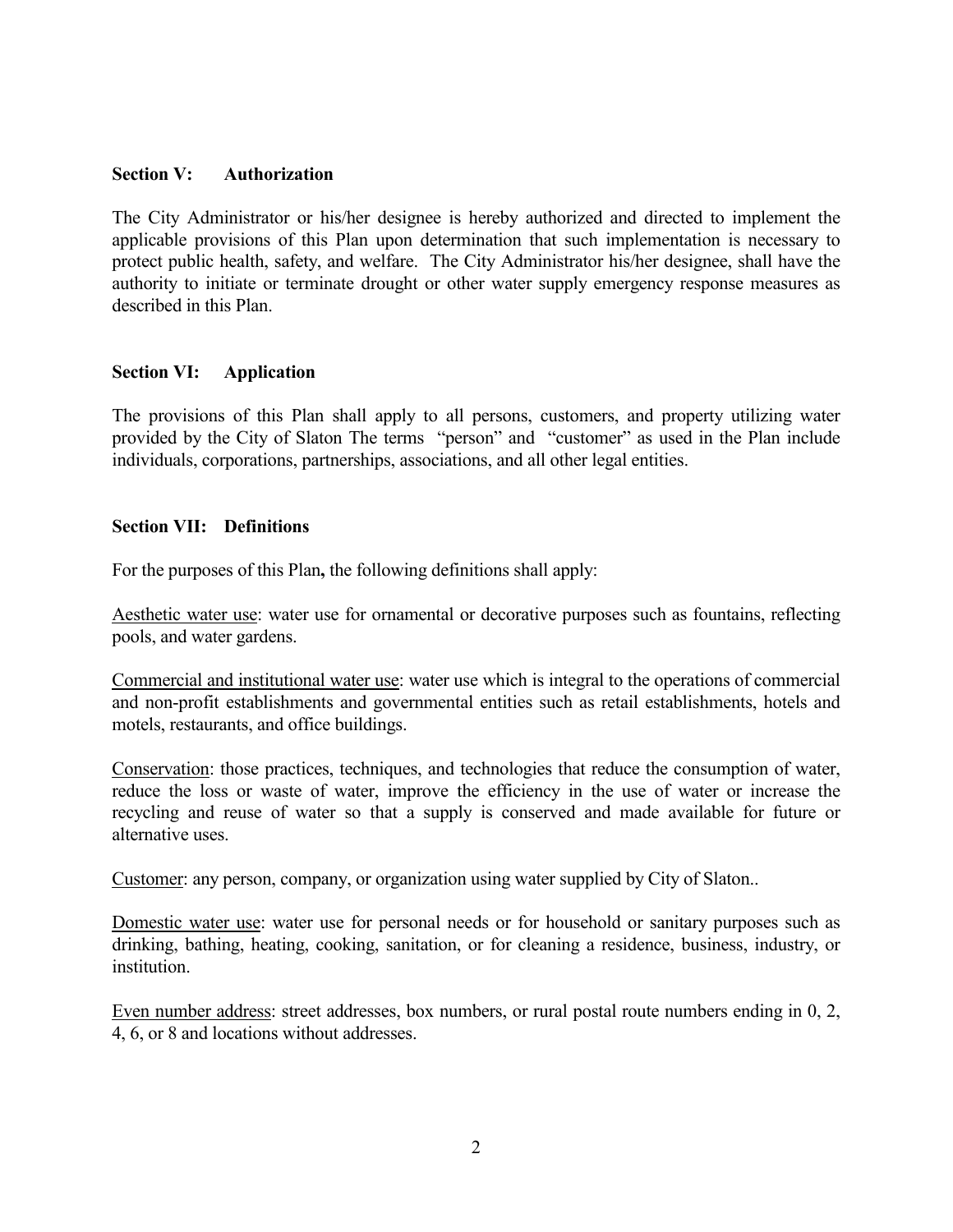## Section V: Authorization

The City Administrator or his/her designee is hereby authorized and directed to implement the applicable provisions of this Plan upon determination that such implementation is necessary to protect public health, safety, and welfare. The City Administrator his/her designee, shall have the authority to initiate or terminate drought or other water supply emergency response measures as described in this Plan.

## Section VI: Application

The provisions of this Plan shall apply to all persons, customers, and property utilizing water provided by the City of Slaton The terms "person" and "customer" as used in the Plan include individuals, corporations, partnerships, associations, and all other legal entities.

## Section VII: Definitions

For the purposes of this Plan**,** the following definitions shall apply:

<u>Aesthetic water use</u>: water use for ornamental or decorative purposes such as fountains, reflecting pools, and water gardens.

<u>Commercial and institutional water use</u>: water use which is integral to the operations of commercial and non-profit establishments and governmental entities such as retail establishments, hotels and motels, restaurants, and office buildings.

<u>Conservation</u>: those practices, techniques, and technologies that reduce the consumption of water, reduce the loss or waste of water, improve the efficiency in the use of water or increase the recycling and reuse of water so that a supply is conserved and made available for future or alternative uses.

<u>Customer</u>: any person, company, or organization using water supplied by City of Slaton..

<u>Domestic water use</u>: water use for personal needs or for household or sanitary purposes such as drinking, bathing, heating, cooking, sanitation, or for cleaning a residence, business, industry, or institution.

<u>Even number address</u>: street addresses, box numbers, or rural postal route numbers ending in 0, 2, 4, 6, or 8 and locations without addresses.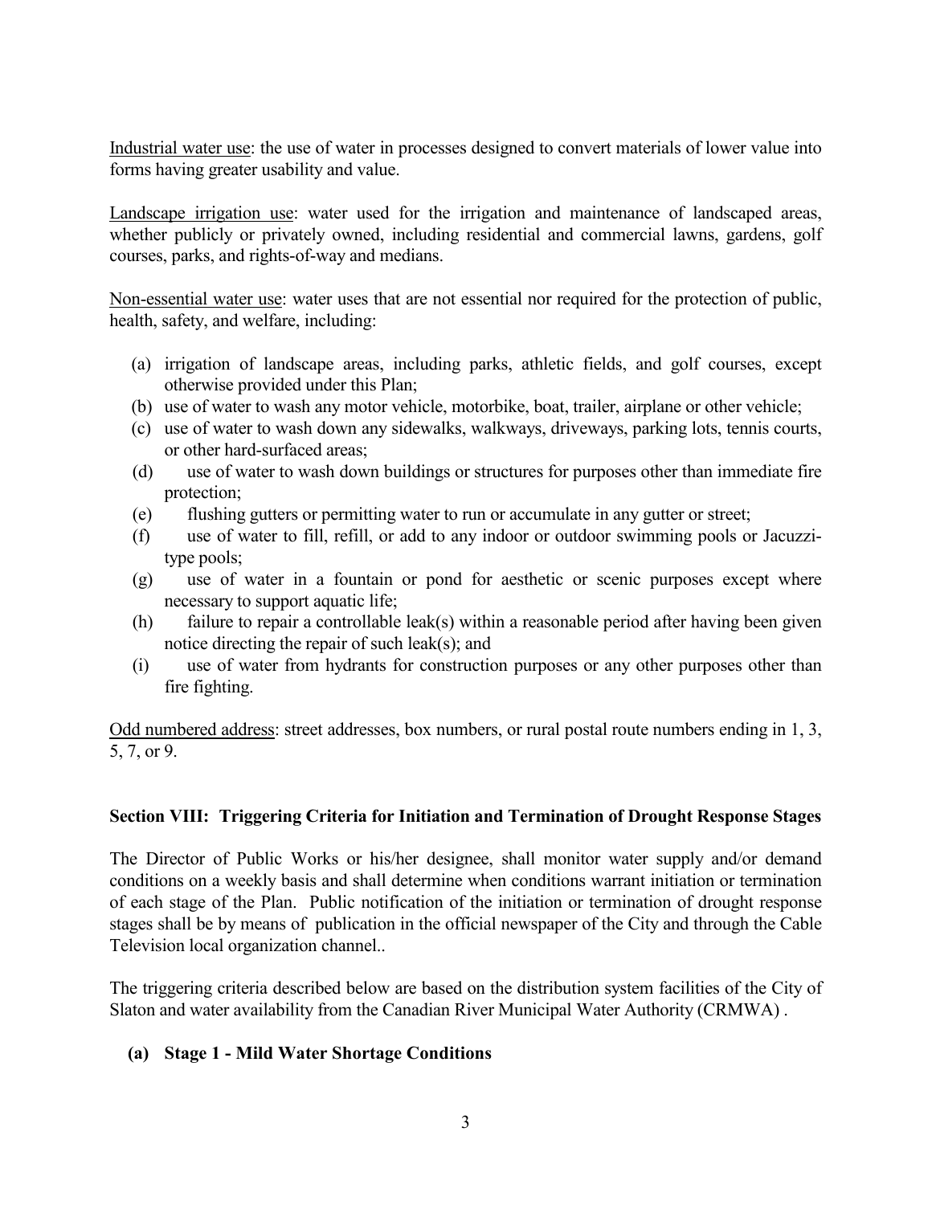Industrial water use: the use of water in processes designed to convert materials of lower value into forms having greater usability and value.

Landscape irrigation use: water used for the irrigation and maintenance of landscaped areas, whether publicly or privately owned, including residential and commercial lawns, gardens, golf courses, parks, and rights-of-way and medians.

Non-essential water use: water uses that are not essential nor required for the protection of public, health, safety, and welfare, including:

(a) irrigation of landscape areas, including parks, athletic fields, and golf courses, except otherwise provided under this Plan;
(b) use of water to wash any motor vehicle, motorbike, boat, trailer, airplane or other vehicle;
(c) use of water to wash down any sidewalks, walkways, driveways, parking lots, tennis courts, or other hard-surfaced areas;
(d) use of water to wash down buildings or structures for purposes other than immediate fire protection;
(e) flushing gutters or permitting water to run or accumulate in any gutter or street;
(f) use of water to fill, refill, or add to any indoor or outdoor swimming pools or Jacuzzi-type pools;
(g) use of water in a fountain or pond for aesthetic or scenic purposes except where necessary to support aquatic life;
(h) failure to repair a controllable leak(s) within a reasonable period after having been given notice directing the repair of such leak(s); and
(i) use of water from hydrants for construction purposes or any other purposes other than fire fighting.

Odd numbered address: street addresses, box numbers, or rural postal route numbers ending in 1, 3, 5, 7, or 9.

**Section VIII: Triggering Criteria for Initiation and Termination of Drought Response Stages**

The Director of Public Works or his/her designee, shall monitor water supply and/or demand conditions on a weekly basis and shall determine when conditions warrant initiation or termination of each stage of the Plan. Public notification of the initiation or termination of drought response stages shall be by means of publication in the official newspaper of the City and through the Cable Television local organization channel..

The triggering criteria described below are based on the distribution system facilities of the City of Slaton and water availability from the Canadian River Municipal Water Authority (CRMWA) .

**(a) Stage 1 - Mild Water Shortage Conditions**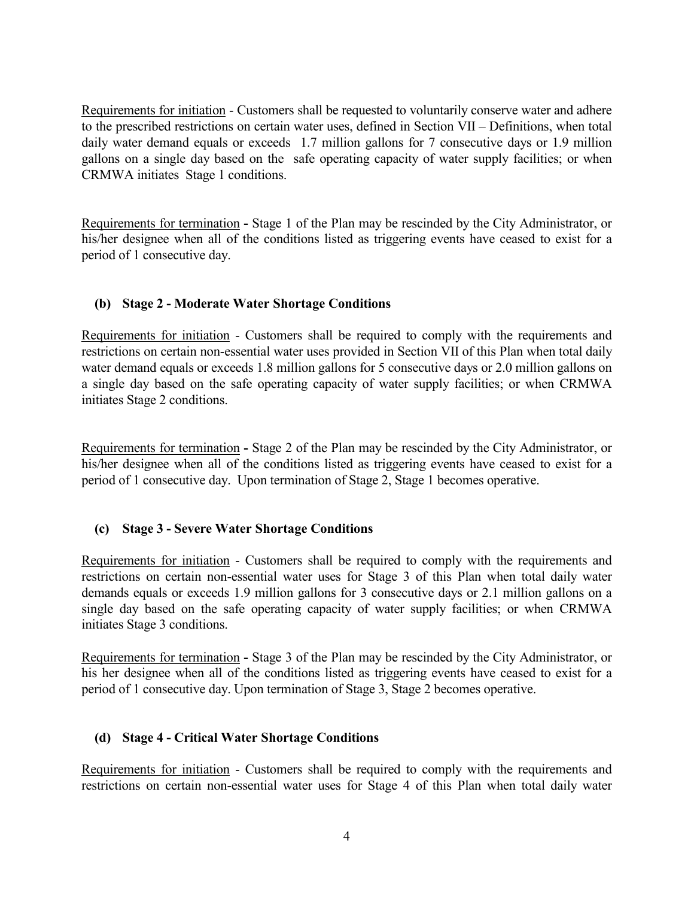Requirements for initiation - Customers shall be requested to voluntarily conserve water and adhere to the prescribed restrictions on certain water uses, defined in Section VII – Definitions, when total daily water demand equals or exceeds 1.7 million gallons for 7 consecutive days or 1.9 million gallons on a single day based on the safe operating capacity of water supply facilities; or when CRMWA initiates Stage 1 conditions.

Requirements for termination **-** Stage 1 of the Plan may be rescinded by the City Administrator, or his/her designee when all of the conditions listed as triggering events have ceased to exist for a period of 1 consecutive day.

**(b) Stage 2 - Moderate Water Shortage Conditions**

Requirements for initiation - Customers shall be required to comply with the requirements and restrictions on certain non-essential water uses provided in Section VII of this Plan when total daily water demand equals or exceeds 1.8 million gallons for 5 consecutive days or 2.0 million gallons on a single day based on the safe operating capacity of water supply facilities; or when CRMWA initiates Stage 2 conditions.

Requirements for termination **-** Stage 2 of the Plan may be rescinded by the City Administrator, or his/her designee when all of the conditions listed as triggering events have ceased to exist for a period of 1 consecutive day. Upon termination of Stage 2, Stage 1 becomes operative.

**(c) Stage 3 - Severe Water Shortage Conditions**

Requirements for initiation - Customers shall be required to comply with the requirements and restrictions on certain non-essential water uses for Stage 3 of this Plan when total daily water demands equals or exceeds 1.9 million gallons for 3 consecutive days or 2.1 million gallons on a single day based on the safe operating capacity of water supply facilities; or when CRMWA initiates Stage 3 conditions.

Requirements for termination **-** Stage 3 of the Plan may be rescinded by the City Administrator, or his her designee when all of the conditions listed as triggering events have ceased to exist for a period of 1 consecutive day. Upon termination of Stage 3, Stage 2 becomes operative.

**(d) Stage 4 - Critical Water Shortage Conditions**

Requirements for initiation - Customers shall be required to comply with the requirements and restrictions on certain non-essential water uses for Stage 4 of this Plan when total daily water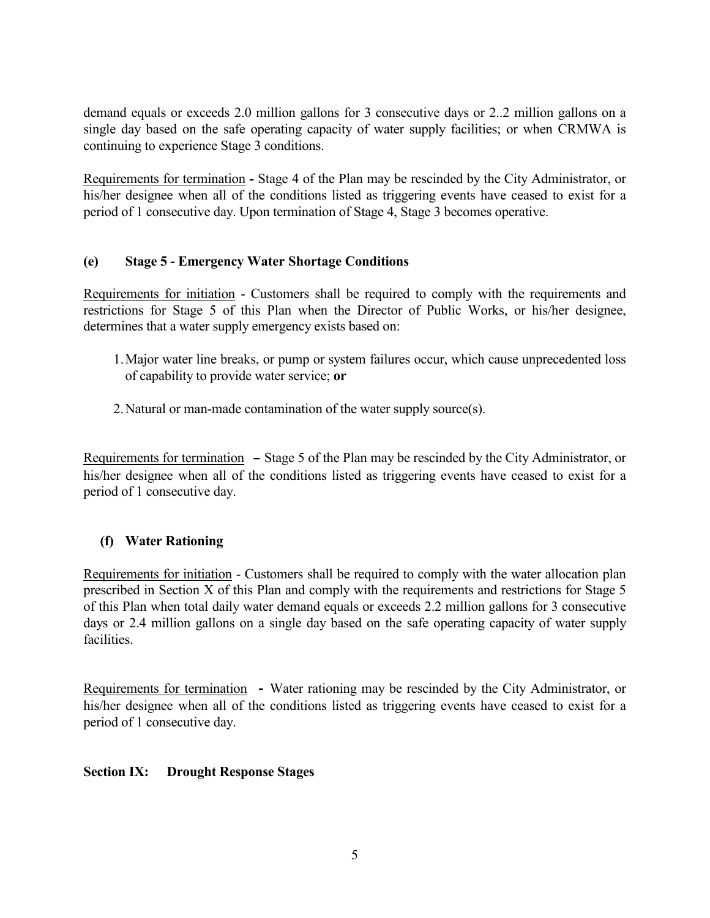demand equals or exceeds 2.0 million gallons for 3 consecutive days or 2..2 million gallons on a single day based on the safe operating capacity of water supply facilities; or when CRMWA is continuing to experience Stage 3 conditions.

Requirements for termination **-** Stage 4 of the Plan may be rescinded by the City Administrator, or his/her designee when all of the conditions listed as triggering events have ceased to exist for a period of 1 consecutive day. Upon termination of Stage 4, Stage 3 becomes operative.

### (e) Stage 5 - Emergency Water Shortage Conditions

Requirements for initiation - Customers shall be required to comply with the requirements and restrictions for Stage 5 of this Plan when the Director of Public Works, or his/her designee, determines that a water supply emergency exists based on:

1. Major water line breaks, or pump or system failures occur, which cause unprecedented loss of capability to provide water service; **or**

2. Natural or man-made contamination of the water supply source(s).

Requirements for termination **–** Stage 5 of the Plan may be rescinded by the City Administrator, or his/her designee when all of the conditions listed as triggering events have ceased to exist for a period of 1 consecutive day.

### (f) Water Rationing

Requirements for initiation - Customers shall be required to comply with the water allocation plan prescribed in Section X of this Plan and comply with the requirements and restrictions for Stage 5 of this Plan when total daily water demand equals or exceeds 2.2 million gallons for 3 consecutive days or 2.4 million gallons on a single day based on the safe operating capacity of water supply facilities.

Requirements for termination **-** Water rationing may be rescinded by the City Administrator, or his/her designee when all of the conditions listed as triggering events have ceased to exist for a period of 1 consecutive day.

## Section IX: Drought Response Stages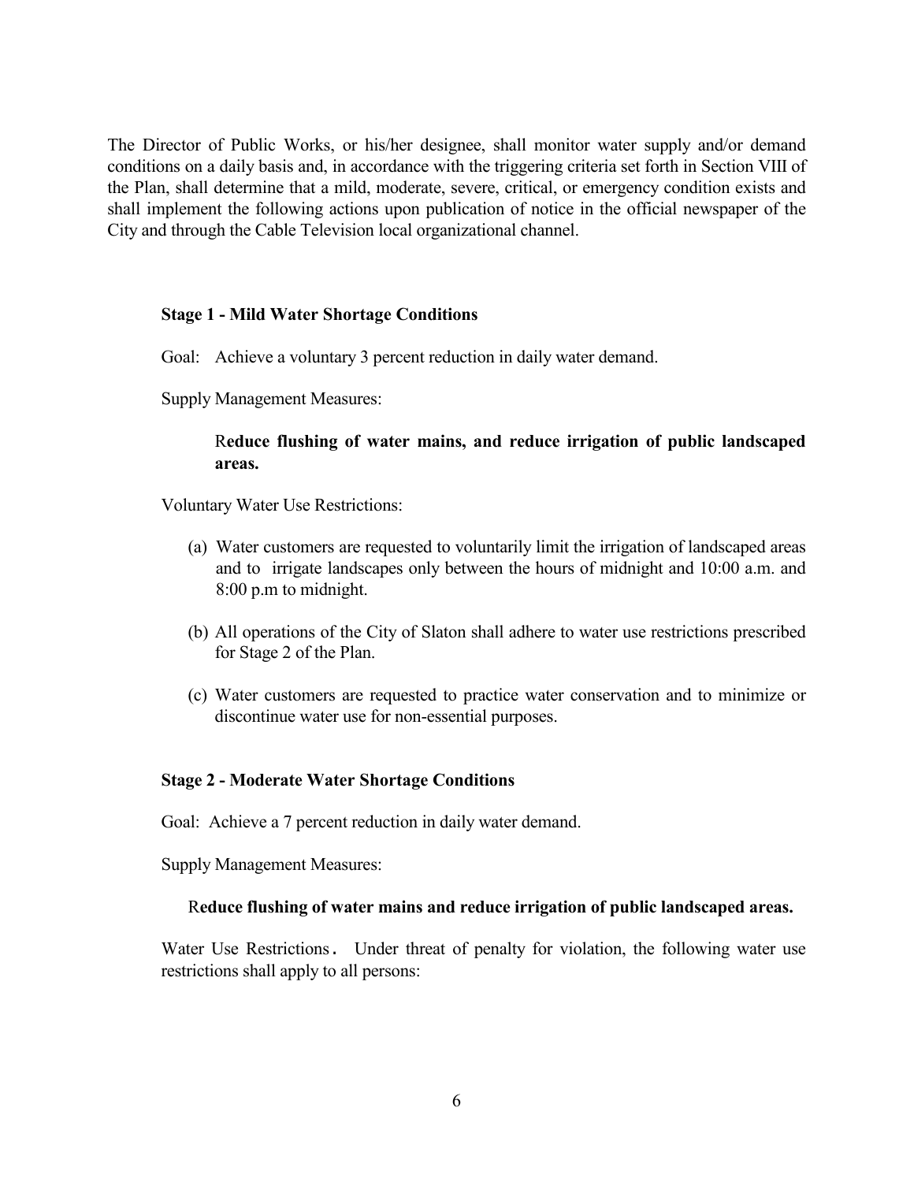The Director of Public Works, or his/her designee, shall monitor water supply and/or demand conditions on a daily basis and, in accordance with the triggering criteria set forth in Section VIII of the Plan, shall determine that a mild, moderate, severe, critical, or emergency condition exists and shall implement the following actions upon publication of notice in the official newspaper of the City and through the Cable Television local organizational channel.

**Stage 1 - Mild Water Shortage Conditions**

Goal: Achieve a voluntary 3 percent reduction in daily water demand.

Supply Management Measures:

R**educe flushing of water mains, and reduce irrigation of public landscaped areas.**

Voluntary Water Use Restrictions:

(a) Water customers are requested to voluntarily limit the irrigation of landscaped areas and to irrigate landscapes only between the hours of midnight and 10:00 a.m. and 8:00 p.m to midnight.

(b) All operations of the City of Slaton shall adhere to water use restrictions prescribed for Stage 2 of the Plan.

(c) Water customers are requested to practice water conservation and to minimize or discontinue water use for non-essential purposes.

**Stage 2 - Moderate Water Shortage Conditions**

Goal: Achieve a 7 percent reduction in daily water demand.

Supply Management Measures:

R**educe flushing of water mains and reduce irrigation of public landscaped areas.**

Water Use Restrictions. Under threat of penalty for violation, the following water use restrictions shall apply to all persons: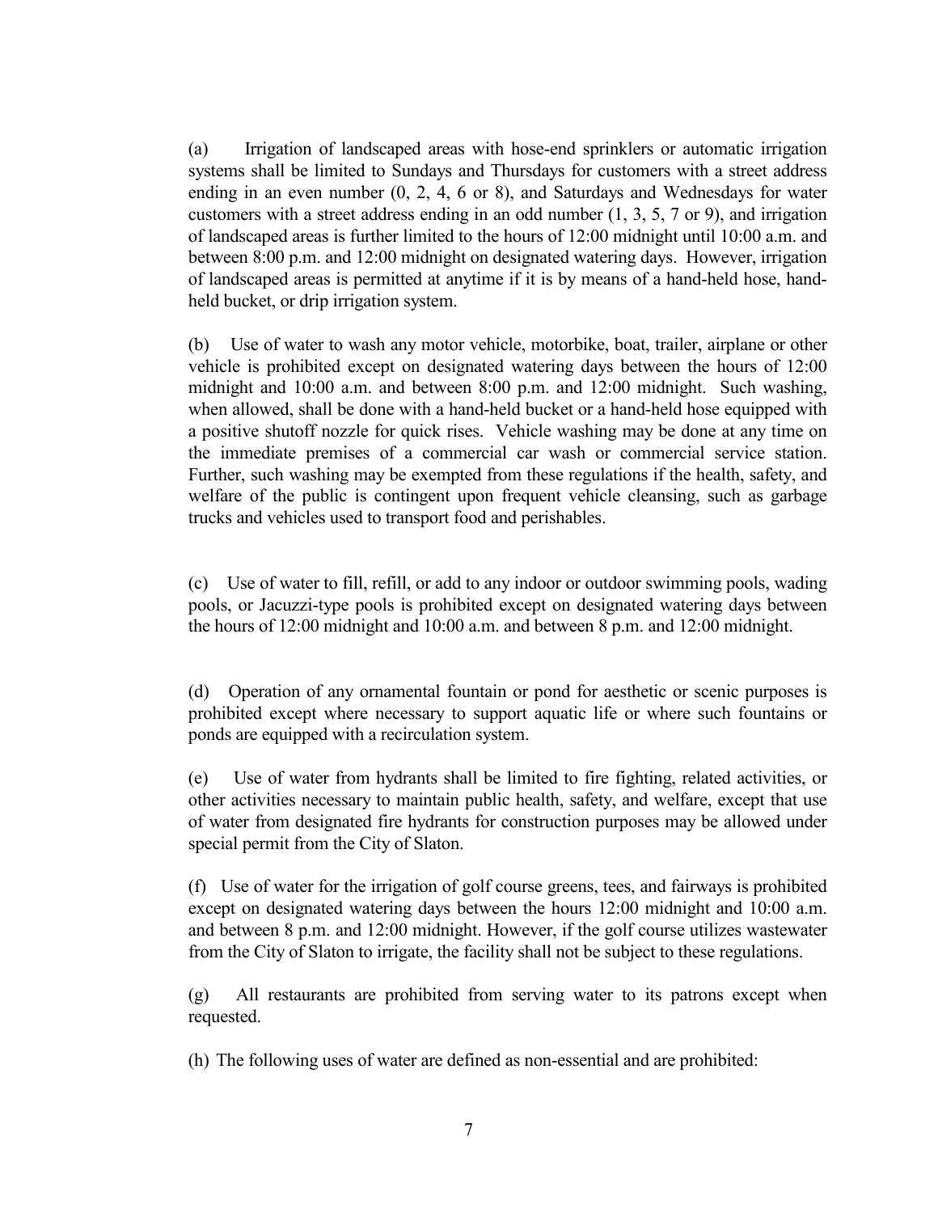(a) Irrigation of landscaped areas with hose-end sprinklers or automatic irrigation systems shall be limited to Sundays and Thursdays for customers with a street address ending in an even number (0, 2, 4, 6 or 8), and Saturdays and Wednesdays for water customers with a street address ending in an odd number (1, 3, 5, 7 or 9), and irrigation of landscaped areas is further limited to the hours of 12:00 midnight until 10:00 a.m. and between 8:00 p.m. and 12:00 midnight on designated watering days. However, irrigation of landscaped areas is permitted at anytime if it is by means of a hand-held hose, hand-held bucket, or drip irrigation system.

(b) Use of water to wash any motor vehicle, motorbike, boat, trailer, airplane or other vehicle is prohibited except on designated watering days between the hours of 12:00 midnight and 10:00 a.m. and between 8:00 p.m. and 12:00 midnight. Such washing, when allowed, shall be done with a hand-held bucket or a hand-held hose equipped with a positive shutoff nozzle for quick rises. Vehicle washing may be done at any time on the immediate premises of a commercial car wash or commercial service station. Further, such washing may be exempted from these regulations if the health, safety, and welfare of the public is contingent upon frequent vehicle cleansing, such as garbage trucks and vehicles used to transport food and perishables.

(c) Use of water to fill, refill, or add to any indoor or outdoor swimming pools, wading pools, or Jacuzzi-type pools is prohibited except on designated watering days between the hours of 12:00 midnight and 10:00 a.m. and between 8 p.m. and 12:00 midnight.

(d) Operation of any ornamental fountain or pond for aesthetic or scenic purposes is prohibited except where necessary to support aquatic life or where such fountains or ponds are equipped with a recirculation system.

(e) Use of water from hydrants shall be limited to fire fighting, related activities, or other activities necessary to maintain public health, safety, and welfare, except that use of water from designated fire hydrants for construction purposes may be allowed under special permit from the City of Slaton.

(f) Use of water for the irrigation of golf course greens, tees, and fairways is prohibited except on designated watering days between the hours 12:00 midnight and 10:00 a.m. and between 8 p.m. and 12:00 midnight. However, if the golf course utilizes wastewater from the City of Slaton to irrigate, the facility shall not be subject to these regulations.

(g) All restaurants are prohibited from serving water to its patrons except when requested.

(h) The following uses of water are defined as non-essential and are prohibited: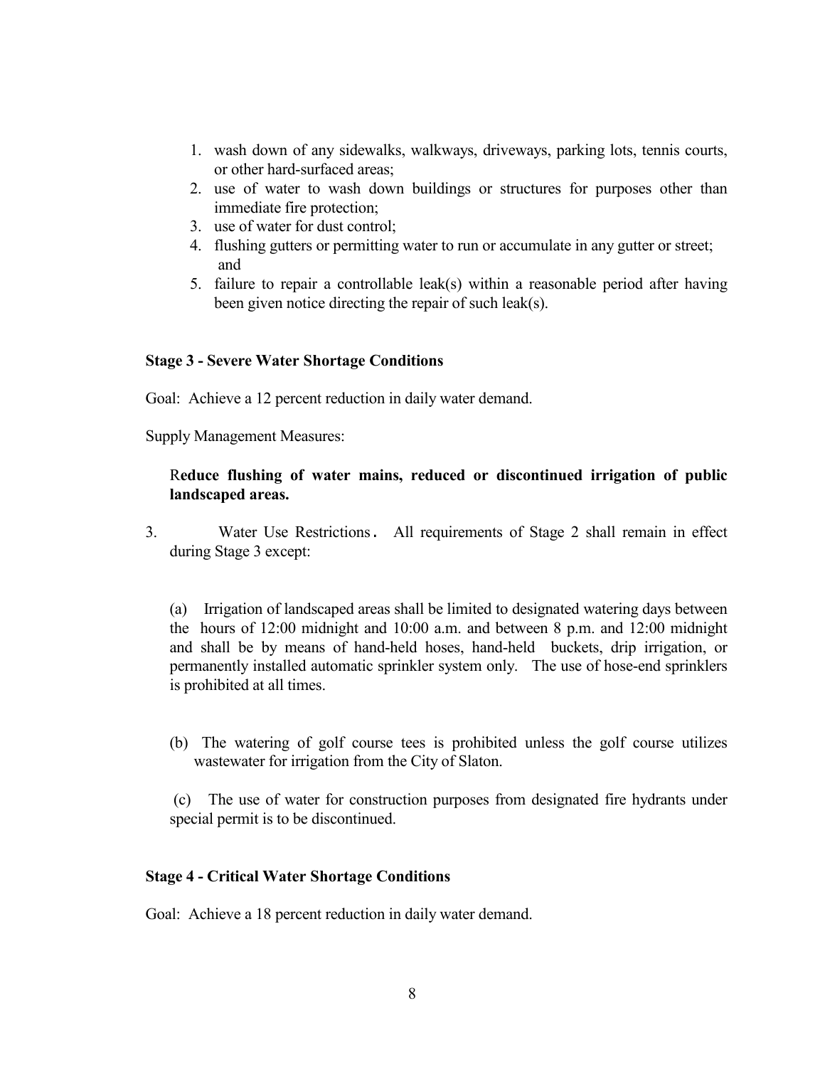1. wash down of any sidewalks, walkways, driveways, parking lots, tennis courts, or other hard-surfaced areas;
2. use of water to wash down buildings or structures for purposes other than immediate fire protection;
3. use of water for dust control;
4. flushing gutters or permitting water to run or accumulate in any gutter or street; and
5. failure to repair a controllable leak(s) within a reasonable period after having been given notice directing the repair of such leak(s).

**Stage 3 - Severe Water Shortage Conditions**

Goal: Achieve a 12 percent reduction in daily water demand.

Supply Management Measures:

R**educe flushing of water mains, reduced or discontinued irrigation of public landscaped areas.**

3. Water Use Restrictions. All requirements of Stage 2 shall remain in effect during Stage 3 except:

(a) Irrigation of landscaped areas shall be limited to designated watering days between the hours of 12:00 midnight and 10:00 a.m. and between 8 p.m. and 12:00 midnight and shall be by means of hand-held hoses, hand-held buckets, drip irrigation, or permanently installed automatic sprinkler system only. The use of hose-end sprinklers is prohibited at all times.

(b) The watering of golf course tees is prohibited unless the golf course utilizes wastewater for irrigation from the City of Slaton.

(c) The use of water for construction purposes from designated fire hydrants under special permit is to be discontinued.

**Stage 4 - Critical Water Shortage Conditions**

Goal: Achieve a 18 percent reduction in daily water demand.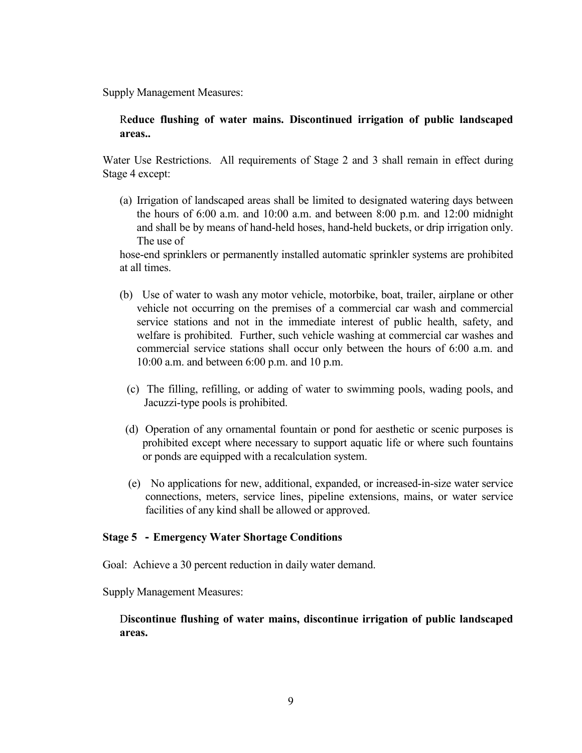Supply Management Measures:

> R**educe flushing of water mains. Discontinued irrigation of public landscaped areas..**

Water Use Restrictions. All requirements of Stage 2 and 3 shall remain in effect during Stage 4 except:

(a) Irrigation of landscaped areas shall be limited to designated watering days between the hours of 6:00 a.m. and 10:00 a.m. and between 8:00 p.m. and 12:00 midnight and shall be by means of hand-held hoses, hand-held buckets, or drip irrigation only. The use of hose-end sprinklers or permanently installed automatic sprinkler systems are prohibited at all times.

(b) Use of water to wash any motor vehicle, motorbike, boat, trailer, airplane or other vehicle not occurring on the premises of a commercial car wash and commercial service stations and not in the immediate interest of public health, safety, and welfare is prohibited. Further, such vehicle washing at commercial car washes and commercial service stations shall occur only between the hours of 6:00 a.m. and 10:00 a.m. and between 6:00 p.m. and 10 p.m.

(c) The filling, refilling, or adding of water to swimming pools, wading pools, and Jacuzzi-type pools is prohibited.

(d) Operation of any ornamental fountain or pond for aesthetic or scenic purposes is prohibited except where necessary to support aquatic life or where such fountains or ponds are equipped with a recalculation system.

(e) No applications for new, additional, expanded, or increased-in-size water service connections, meters, service lines, pipeline extensions, mains, or water service facilities of any kind shall be allowed or approved.

**Stage 5 - Emergency Water Shortage Conditions**

Goal: Achieve a 30 percent reduction in daily water demand.

Supply Management Measures:

> D**iscontinue flushing of water mains, discontinue irrigation of public landscaped areas.**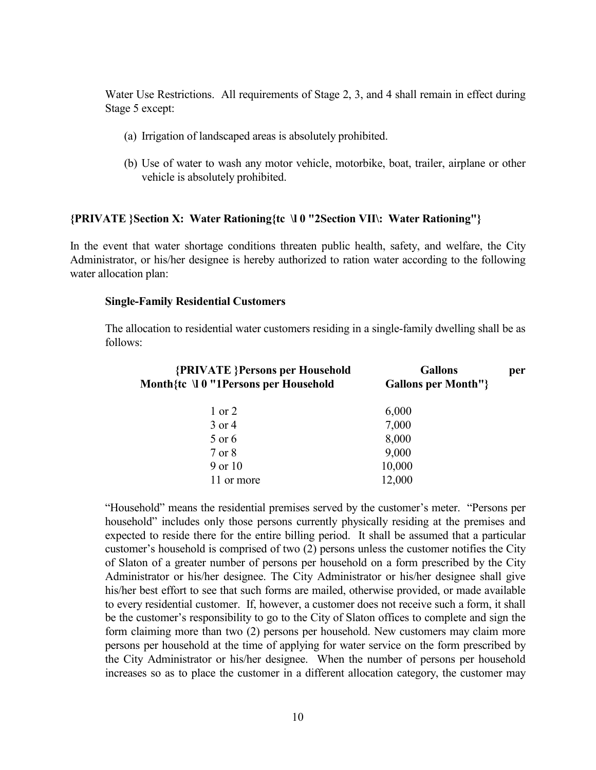Water Use Restrictions. All requirements of Stage 2, 3, and 4 shall remain in effect during Stage 5 except:

(a) Irrigation of landscaped areas is absolutely prohibited.

(b) Use of water to wash any motor vehicle, motorbike, boat, trailer, airplane or other vehicle is absolutely prohibited.

**{PRIVATE }Section X: Water Rationing{tc \l 0 "2Section VII\: Water Rationing"}**

In the event that water shortage conditions threaten public health, safety, and welfare, the City Administrator, or his/her designee is hereby authorized to ration water according to the following water allocation plan:

**Single-Family Residential Customers**

The allocation to residential water customers residing in a single-family dwelling shall be as follows:

| {PRIVATE }Persons per Household Month{tc \l 0 "1Persons per Household | Gallons per Gallons per Month"} |
|---|---|
| 1 or 2 | 6,000 |
| 3 or 4 | 7,000 |
| 5 or 6 | 8,000 |
| 7 or 8 | 9,000 |
| 9 or 10 | 10,000 |
| 11 or more | 12,000 |

"Household" means the residential premises served by the customer's meter. "Persons per household" includes only those persons currently physically residing at the premises and expected to reside there for the entire billing period. It shall be assumed that a particular customer's household is comprised of two (2) persons unless the customer notifies the City of Slaton of a greater number of persons per household on a form prescribed by the City Administrator or his/her designee. The City Administrator or his/her designee shall give his/her best effort to see that such forms are mailed, otherwise provided, or made available to every residential customer. If, however, a customer does not receive such a form, it shall be the customer's responsibility to go to the City of Slaton offices to complete and sign the form claiming more than two (2) persons per household. New customers may claim more persons per household at the time of applying for water service on the form prescribed by the City Administrator or his/her designee. When the number of persons per household increases so as to place the customer in a different allocation category, the customer may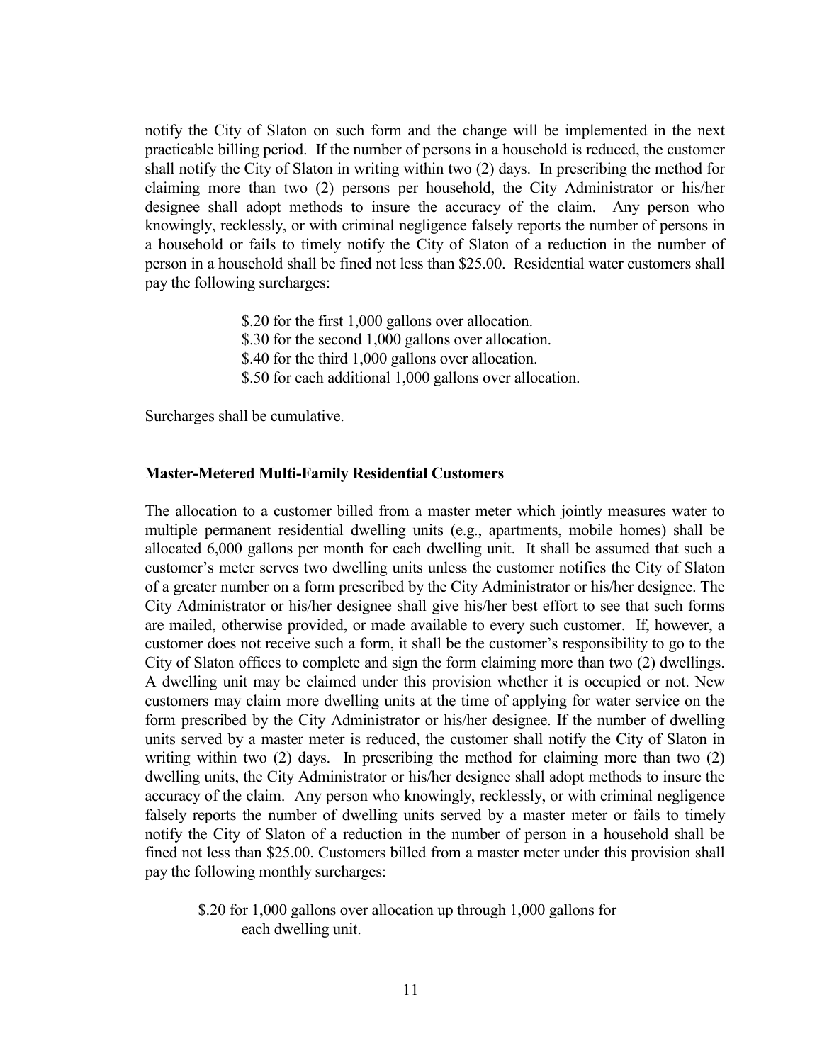notify the City of Slaton on such form and the change will be implemented in the next practicable billing period. If the number of persons in a household is reduced, the customer shall notify the City of Slaton in writing within two (2) days. In prescribing the method for claiming more than two (2) persons per household, the City Administrator or his/her designee shall adopt methods to insure the accuracy of the claim. Any person who knowingly, recklessly, or with criminal negligence falsely reports the number of persons in a household or fails to timely notify the City of Slaton of a reduction in the number of person in a household shall be fined not less than $25.00. Residential water customers shall pay the following surcharges:

> $.20 for the first 1,000 gallons over allocation.
> $.30 for the second 1,000 gallons over allocation.
> $.40 for the third 1,000 gallons over allocation.
> $.50 for each additional 1,000 gallons over allocation.

Surcharges shall be cumulative.

**Master-Metered Multi-Family Residential Customers**

The allocation to a customer billed from a master meter which jointly measures water to multiple permanent residential dwelling units (e.g., apartments, mobile homes) shall be allocated 6,000 gallons per month for each dwelling unit. It shall be assumed that such a customer's meter serves two dwelling units unless the customer notifies the City of Slaton of a greater number on a form prescribed by the City Administrator or his/her designee. The City Administrator or his/her designee shall give his/her best effort to see that such forms are mailed, otherwise provided, or made available to every such customer. If, however, a customer does not receive such a form, it shall be the customer's responsibility to go to the City of Slaton offices to complete and sign the form claiming more than two (2) dwellings. A dwelling unit may be claimed under this provision whether it is occupied or not. New customers may claim more dwelling units at the time of applying for water service on the form prescribed by the City Administrator or his/her designee. If the number of dwelling units served by a master meter is reduced, the customer shall notify the City of Slaton in writing within two (2) days. In prescribing the method for claiming more than two (2) dwelling units, the City Administrator or his/her designee shall adopt methods to insure the accuracy of the claim. Any person who knowingly, recklessly, or with criminal negligence falsely reports the number of dwelling units served by a master meter or fails to timely notify the City of Slaton of a reduction in the number of person in a household shall be fined not less than $25.00. Customers billed from a master meter under this provision shall pay the following monthly surcharges:

> $.20 for 1,000 gallons over allocation up through 1,000 gallons for each dwelling unit.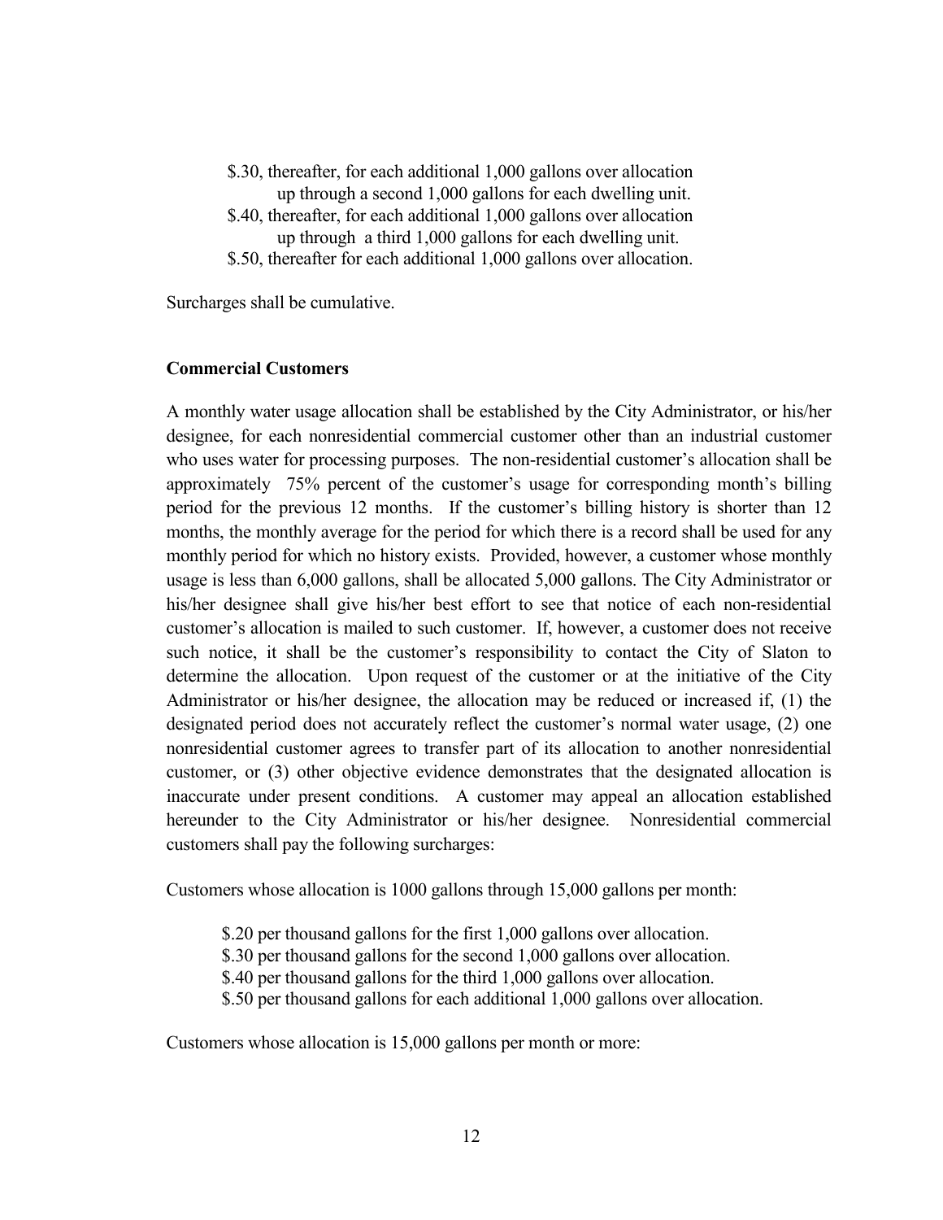$.30, thereafter, for each additional 1,000 gallons over allocation up through a second 1,000 gallons for each dwelling unit.
$.40, thereafter, for each additional 1,000 gallons over allocation up through a third 1,000 gallons for each dwelling unit.
$.50, thereafter for each additional 1,000 gallons over allocation.

Surcharges shall be cumulative.

**Commercial Customers**

A monthly water usage allocation shall be established by the City Administrator, or his/her designee, for each nonresidential commercial customer other than an industrial customer who uses water for processing purposes. The non-residential customer's allocation shall be approximately 75% percent of the customer's usage for corresponding month's billing period for the previous 12 months. If the customer's billing history is shorter than 12 months, the monthly average for the period for which there is a record shall be used for any monthly period for which no history exists. Provided, however, a customer whose monthly usage is less than 6,000 gallons, shall be allocated 5,000 gallons. The City Administrator or his/her designee shall give his/her best effort to see that notice of each non-residential customer's allocation is mailed to such customer. If, however, a customer does not receive such notice, it shall be the customer's responsibility to contact the City of Slaton to determine the allocation. Upon request of the customer or at the initiative of the City Administrator or his/her designee, the allocation may be reduced or increased if, (1) the designated period does not accurately reflect the customer's normal water usage, (2) one nonresidential customer agrees to transfer part of its allocation to another nonresidential customer, or (3) other objective evidence demonstrates that the designated allocation is inaccurate under present conditions. A customer may appeal an allocation established hereunder to the City Administrator or his/her designee. Nonresidential commercial customers shall pay the following surcharges:

Customers whose allocation is 1000 gallons through 15,000 gallons per month:

$.20 per thousand gallons for the first 1,000 gallons over allocation.
$.30 per thousand gallons for the second 1,000 gallons over allocation.
$.40 per thousand gallons for the third 1,000 gallons over allocation.
$.50 per thousand gallons for each additional 1,000 gallons over allocation.

Customers whose allocation is 15,000 gallons per month or more: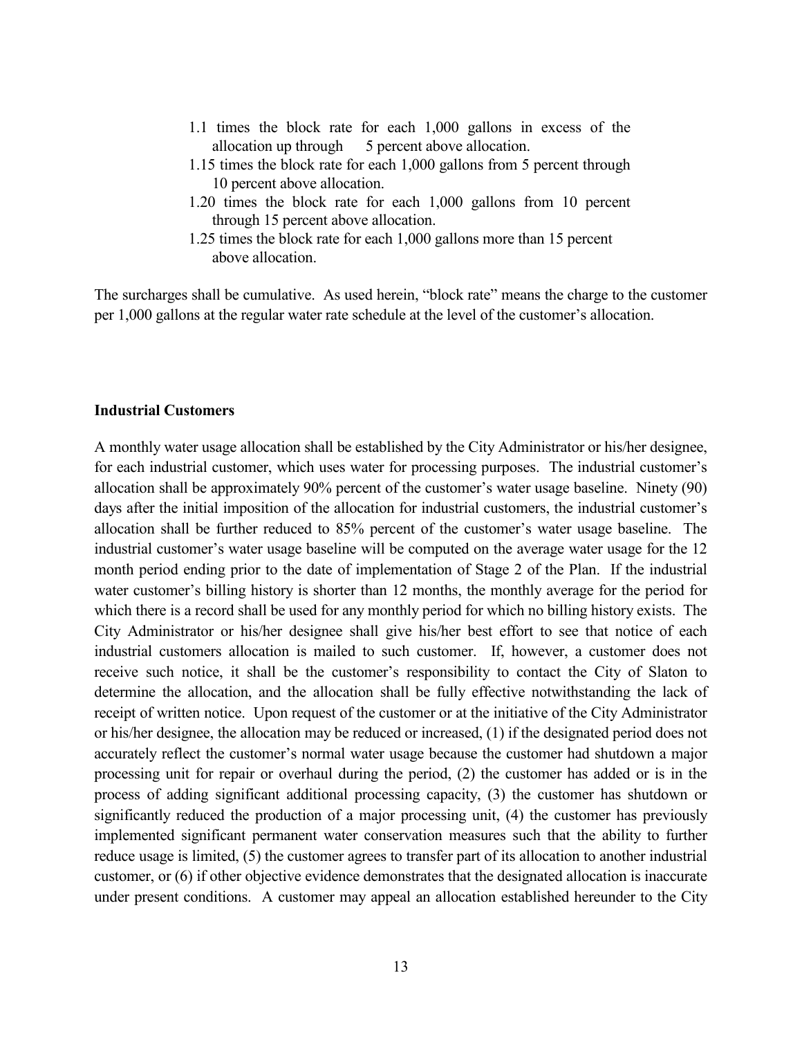- 1.1 times the block rate for each 1,000 gallons in excess of the allocation up through 5 percent above allocation.
- 1.15 times the block rate for each 1,000 gallons from 5 percent through 10 percent above allocation.
- 1.20 times the block rate for each 1,000 gallons from 10 percent through 15 percent above allocation.
- 1.25 times the block rate for each 1,000 gallons more than 15 percent above allocation.

The surcharges shall be cumulative. As used herein, "block rate" means the charge to the customer per 1,000 gallons at the regular water rate schedule at the level of the customer's allocation.

**Industrial Customers**

A monthly water usage allocation shall be established by the City Administrator or his/her designee, for each industrial customer, which uses water for processing purposes. The industrial customer's allocation shall be approximately 90% percent of the customer's water usage baseline. Ninety (90) days after the initial imposition of the allocation for industrial customers, the industrial customer's allocation shall be further reduced to 85% percent of the customer's water usage baseline. The industrial customer's water usage baseline will be computed on the average water usage for the 12 month period ending prior to the date of implementation of Stage 2 of the Plan. If the industrial water customer's billing history is shorter than 12 months, the monthly average for the period for which there is a record shall be used for any monthly period for which no billing history exists. The City Administrator or his/her designee shall give his/her best effort to see that notice of each industrial customers allocation is mailed to such customer. If, however, a customer does not receive such notice, it shall be the customer's responsibility to contact the City of Slaton to determine the allocation, and the allocation shall be fully effective notwithstanding the lack of receipt of written notice. Upon request of the customer or at the initiative of the City Administrator or his/her designee, the allocation may be reduced or increased, (1) if the designated period does not accurately reflect the customer's normal water usage because the customer had shutdown a major processing unit for repair or overhaul during the period, (2) the customer has added or is in the process of adding significant additional processing capacity, (3) the customer has shutdown or significantly reduced the production of a major processing unit, (4) the customer has previously implemented significant permanent water conservation measures such that the ability to further reduce usage is limited, (5) the customer agrees to transfer part of its allocation to another industrial customer, or (6) if other objective evidence demonstrates that the designated allocation is inaccurate under present conditions. A customer may appeal an allocation established hereunder to the City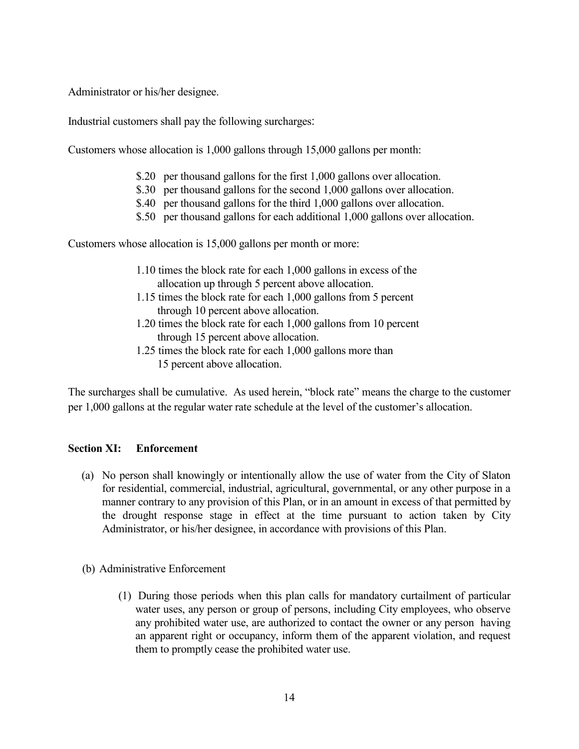Administrator or his/her designee.

Industrial customers shall pay the following surcharges:

Customers whose allocation is 1,000 gallons through 15,000 gallons per month:

- $.20 per thousand gallons for the first 1,000 gallons over allocation.
- $.30 per thousand gallons for the second 1,000 gallons over allocation.
- $.40 per thousand gallons for the third 1,000 gallons over allocation.
- $.50 per thousand gallons for each additional 1,000 gallons over allocation.

Customers whose allocation is 15,000 gallons per month or more:

- 1.10 times the block rate for each 1,000 gallons in excess of the allocation up through 5 percent above allocation.
- 1.15 times the block rate for each 1,000 gallons from 5 percent through 10 percent above allocation.
- 1.20 times the block rate for each 1,000 gallons from 10 percent through 15 percent above allocation.
- 1.25 times the block rate for each 1,000 gallons more than 15 percent above allocation.

The surcharges shall be cumulative. As used herein, "block rate" means the charge to the customer per 1,000 gallons at the regular water rate schedule at the level of the customer's allocation.

**Section XI: Enforcement**

(a) No person shall knowingly or intentionally allow the use of water from the City of Slaton for residential, commercial, industrial, agricultural, governmental, or any other purpose in a manner contrary to any provision of this Plan, or in an amount in excess of that permitted by the drought response stage in effect at the time pursuant to action taken by City Administrator, or his/her designee, in accordance with provisions of this Plan.

(b) Administrative Enforcement

(1) During those periods when this plan calls for mandatory curtailment of particular water uses, any person or group of persons, including City employees, who observe any prohibited water use, are authorized to contact the owner or any person having an apparent right or occupancy, inform them of the apparent violation, and request them to promptly cease the prohibited water use.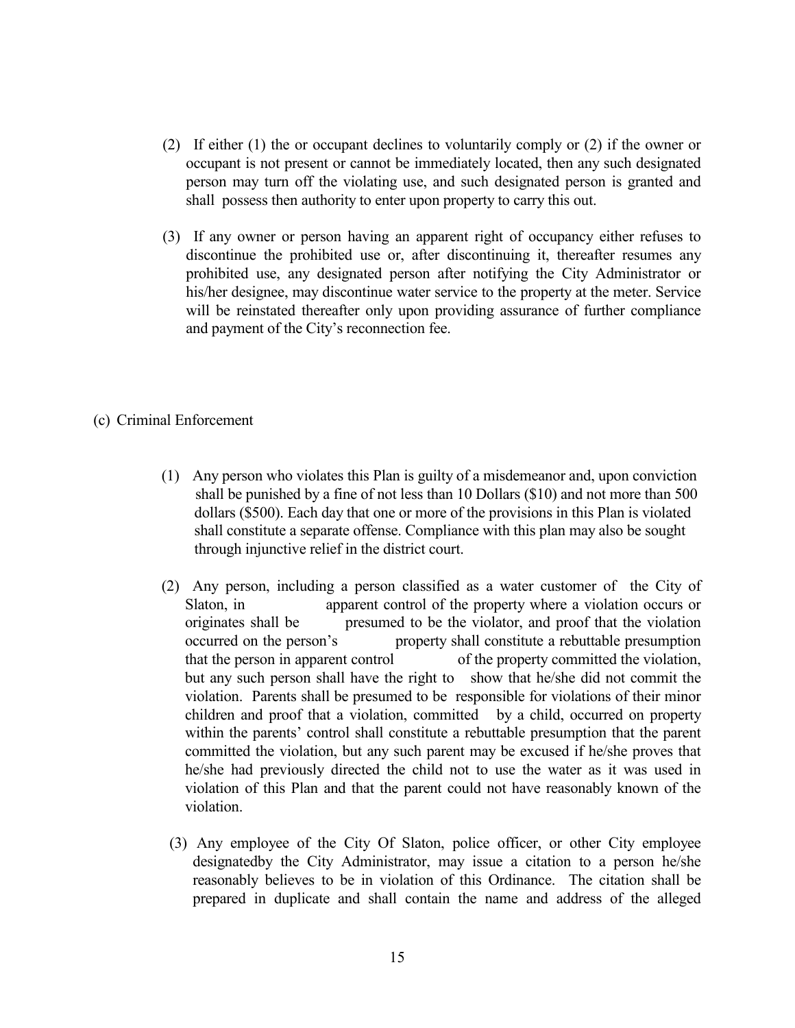(2) If either (1) the or occupant declines to voluntarily comply or (2) if the owner or occupant is not present or cannot be immediately located, then any such designated person may turn off the violating use, and such designated person is granted and shall possess then authority to enter upon property to carry this out.

(3) If any owner or person having an apparent right of occupancy either refuses to discontinue the prohibited use or, after discontinuing it, thereafter resumes any prohibited use, any designated person after notifying the City Administrator or his/her designee, may discontinue water service to the property at the meter. Service will be reinstated thereafter only upon providing assurance of further compliance and payment of the City's reconnection fee.

(c) Criminal Enforcement

(1) Any person who violates this Plan is guilty of a misdemeanor and, upon conviction shall be punished by a fine of not less than 10 Dollars ($10) and not more than 500 dollars ($500). Each day that one or more of the provisions in this Plan is violated shall constitute a separate offense. Compliance with this plan may also be sought through injunctive relief in the district court.

(2) Any person, including a person classified as a water customer of the City of Slaton, in apparent control of the property where a violation occurs or originates shall be presumed to be the violator, and proof that the violation occurred on the person's property shall constitute a rebuttable presumption that the person in apparent control of the property committed the violation, but any such person shall have the right to show that he/she did not commit the violation. Parents shall be presumed to be responsible for violations of their minor children and proof that a violation, committed by a child, occurred on property within the parents' control shall constitute a rebuttable presumption that the parent committed the violation, but any such parent may be excused if he/she proves that he/she had previously directed the child not to use the water as it was used in violation of this Plan and that the parent could not have reasonably known of the violation.

(3) Any employee of the City Of Slaton, police officer, or other City employee designatedby the City Administrator, may issue a citation to a person he/she reasonably believes to be in violation of this Ordinance. The citation shall be prepared in duplicate and shall contain the name and address of the alleged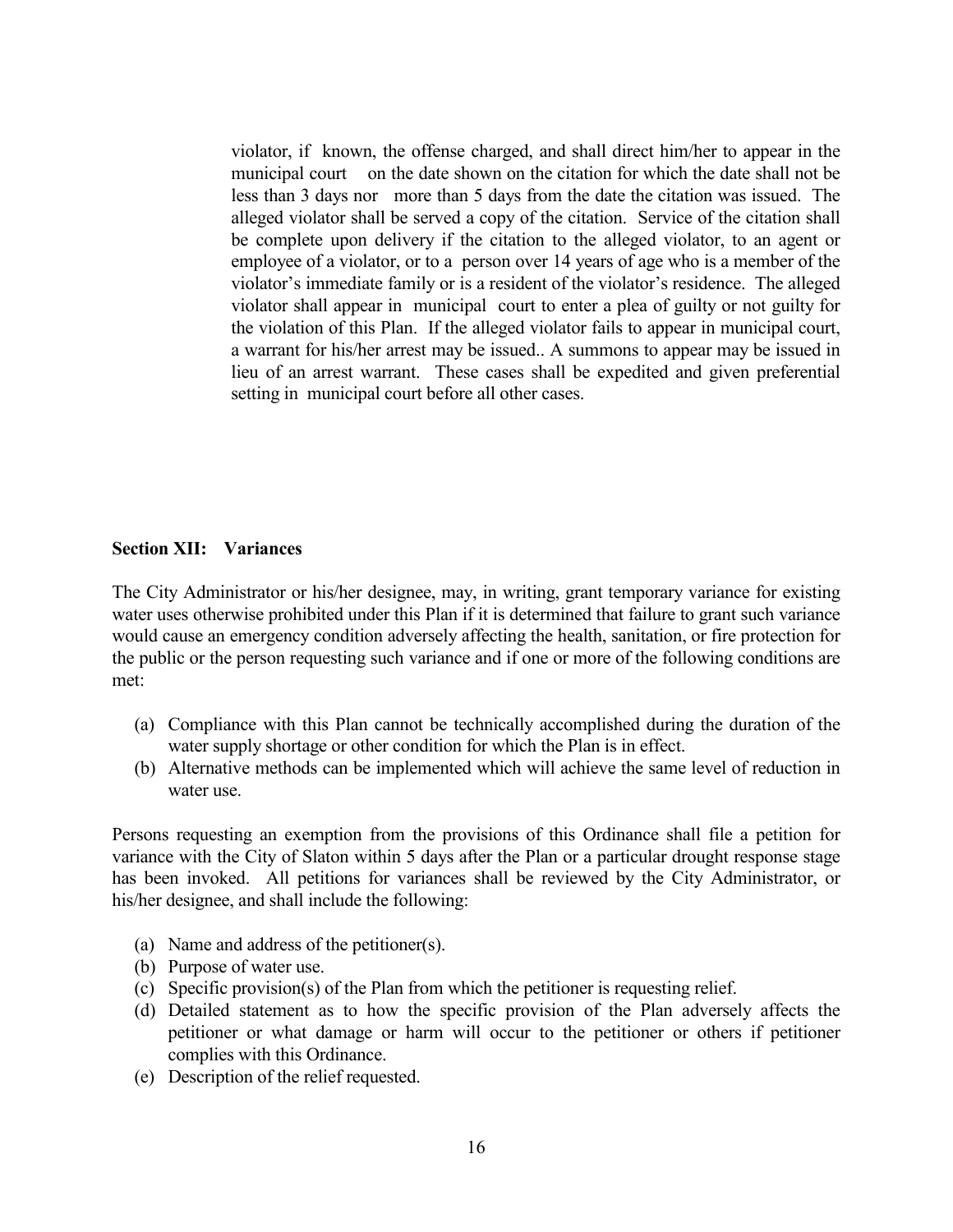violator, if known, the offense charged, and shall direct him/her to appear in the municipal court on the date shown on the citation for which the date shall not be less than 3 days nor more than 5 days from the date the citation was issued. The alleged violator shall be served a copy of the citation. Service of the citation shall be complete upon delivery if the citation to the alleged violator, to an agent or employee of a violator, or to a person over 14 years of age who is a member of the violator's immediate family or is a resident of the violator's residence. The alleged violator shall appear in municipal court to enter a plea of guilty or not guilty for the violation of this Plan. If the alleged violator fails to appear in municipal court, a warrant for his/her arrest may be issued.. A summons to appear may be issued in lieu of an arrest warrant. These cases shall be expedited and given preferential setting in municipal court before all other cases.

**Section XII: Variances**

The City Administrator or his/her designee, may, in writing, grant temporary variance for existing water uses otherwise prohibited under this Plan if it is determined that failure to grant such variance would cause an emergency condition adversely affecting the health, sanitation, or fire protection for the public or the person requesting such variance and if one or more of the following conditions are met:

(a) Compliance with this Plan cannot be technically accomplished during the duration of the water supply shortage or other condition for which the Plan is in effect.
(b) Alternative methods can be implemented which will achieve the same level of reduction in water use.

Persons requesting an exemption from the provisions of this Ordinance shall file a petition for variance with the City of Slaton within 5 days after the Plan or a particular drought response stage has been invoked. All petitions for variances shall be reviewed by the City Administrator, or his/her designee, and shall include the following:

(a) Name and address of the petitioner(s).
(b) Purpose of water use.
(c) Specific provision(s) of the Plan from which the petitioner is requesting relief.
(d) Detailed statement as to how the specific provision of the Plan adversely affects the petitioner or what damage or harm will occur to the petitioner or others if petitioner complies with this Ordinance.
(e) Description of the relief requested.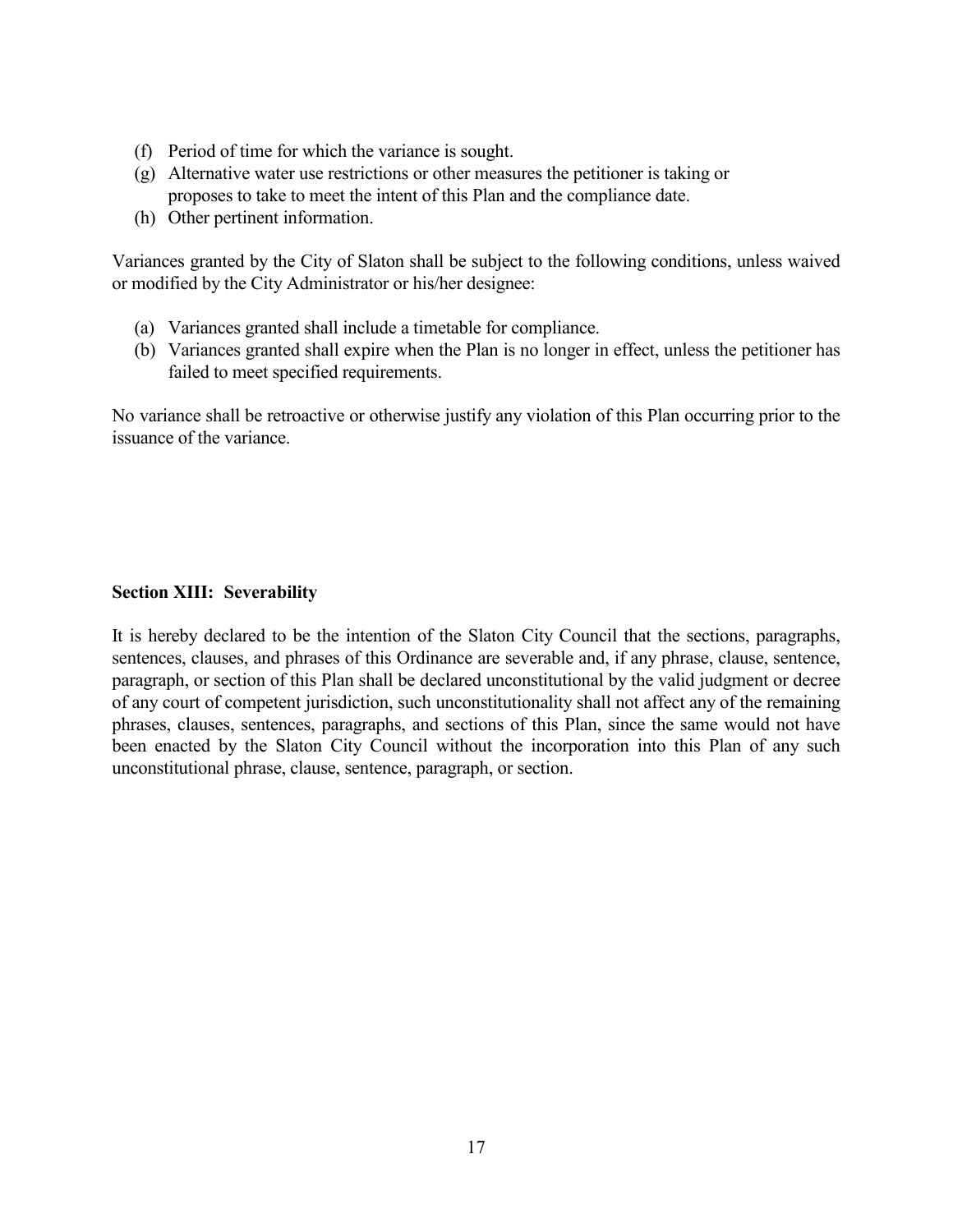(f) Period of time for which the variance is sought.
(g) Alternative water use restrictions or other measures the petitioner is taking or proposes to take to meet the intent of this Plan and the compliance date.
(h) Other pertinent information.

Variances granted by the City of Slaton shall be subject to the following conditions, unless waived or modified by the City Administrator or his/her designee:

(a) Variances granted shall include a timetable for compliance.
(b) Variances granted shall expire when the Plan is no longer in effect, unless the petitioner has failed to meet specified requirements.

No variance shall be retroactive or otherwise justify any violation of this Plan occurring prior to the issuance of the variance.

**Section XIII: Severability**

It is hereby declared to be the intention of the Slaton City Council that the sections, paragraphs, sentences, clauses, and phrases of this Ordinance are severable and, if any phrase, clause, sentence, paragraph, or section of this Plan shall be declared unconstitutional by the valid judgment or decree of any court of competent jurisdiction, such unconstitutionality shall not affect any of the remaining phrases, clauses, sentences, paragraphs, and sections of this Plan, since the same would not have been enacted by the Slaton City Council without the incorporation into this Plan of any such unconstitutional phrase, clause, sentence, paragraph, or section.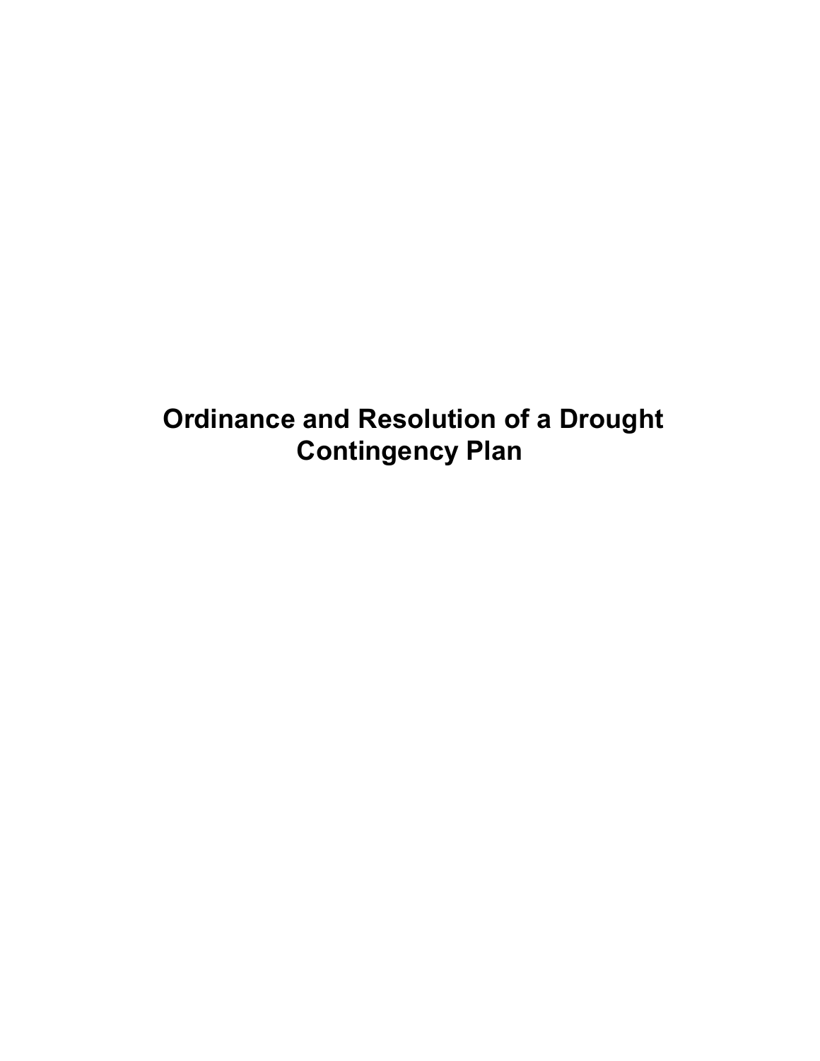# Ordinance and Resolution of a Drought Contingency Plan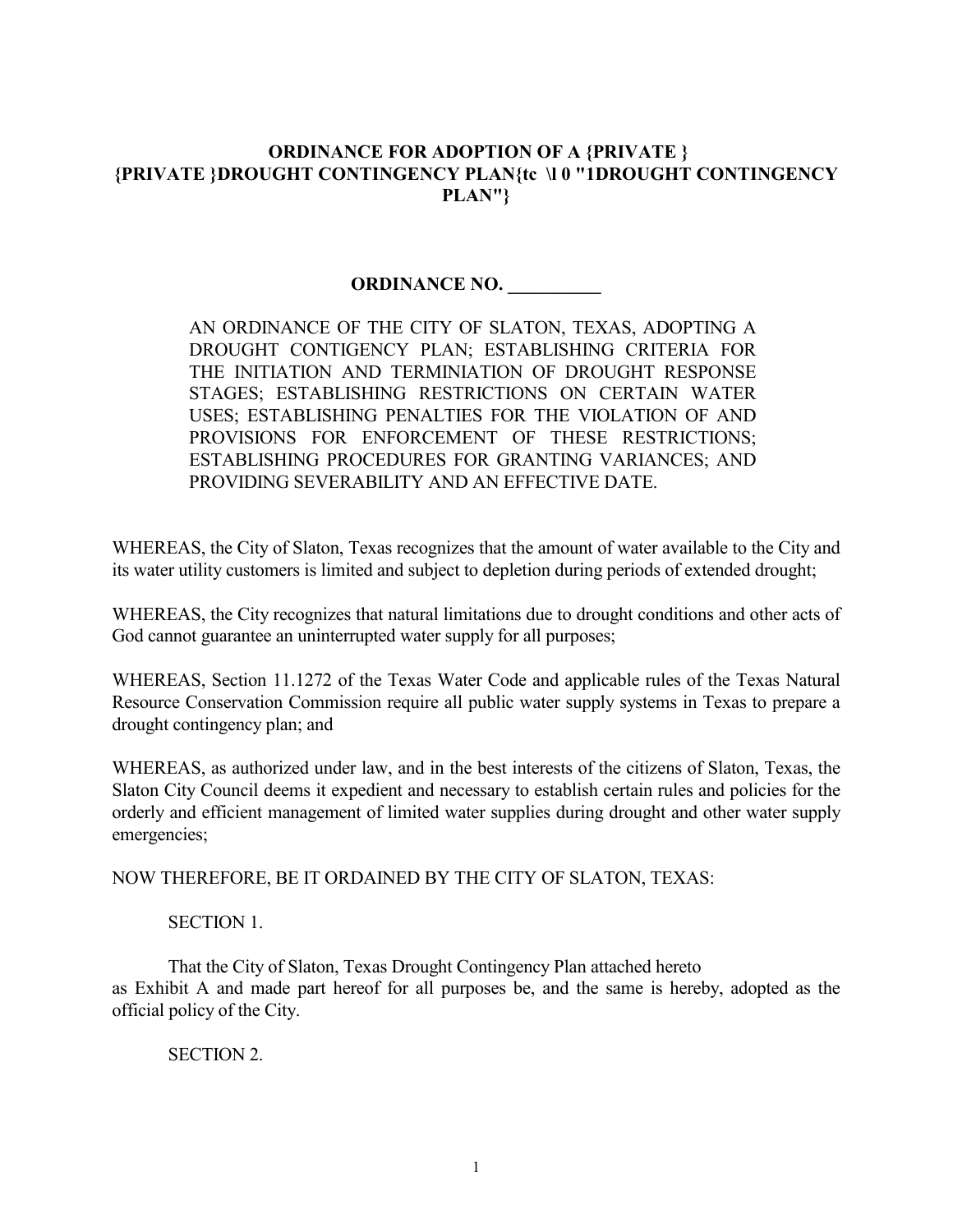**ORDINANCE FOR ADOPTION OF A {PRIVATE } {PRIVATE }DROUGHT CONTINGENCY PLAN{tc \l 0 "1DROUGHT CONTINGENCY PLAN"}**

**ORDINANCE NO. __________**

AN ORDINANCE OF THE CITY OF SLATON, TEXAS, ADOPTING A DROUGHT CONTIGENCY PLAN; ESTABLISHING CRITERIA FOR THE INITIATION AND TERMINIATION OF DROUGHT RESPONSE STAGES; ESTABLISHING RESTRICTIONS ON CERTAIN WATER USES; ESTABLISHING PENALTIES FOR THE VIOLATION OF AND PROVISIONS FOR ENFORCEMENT OF THESE RESTRICTIONS; ESTABLISHING PROCEDURES FOR GRANTING VARIANCES; AND PROVIDING SEVERABILITY AND AN EFFECTIVE DATE.

WHEREAS, the City of Slaton, Texas recognizes that the amount of water available to the City and its water utility customers is limited and subject to depletion during periods of extended drought;

WHEREAS, the City recognizes that natural limitations due to drought conditions and other acts of God cannot guarantee an uninterrupted water supply for all purposes;

WHEREAS, Section 11.1272 of the Texas Water Code and applicable rules of the Texas Natural Resource Conservation Commission require all public water supply systems in Texas to prepare a drought contingency plan; and

WHEREAS, as authorized under law, and in the best interests of the citizens of Slaton, Texas, the Slaton City Council deems it expedient and necessary to establish certain rules and policies for the orderly and efficient management of limited water supplies during drought and other water supply emergencies;

NOW THEREFORE, BE IT ORDAINED BY THE CITY OF SLATON, TEXAS:

SECTION 1.

That the City of Slaton, Texas Drought Contingency Plan attached hereto as Exhibit A and made part hereof for all purposes be, and the same is hereby, adopted as the official policy of the City.

SECTION 2.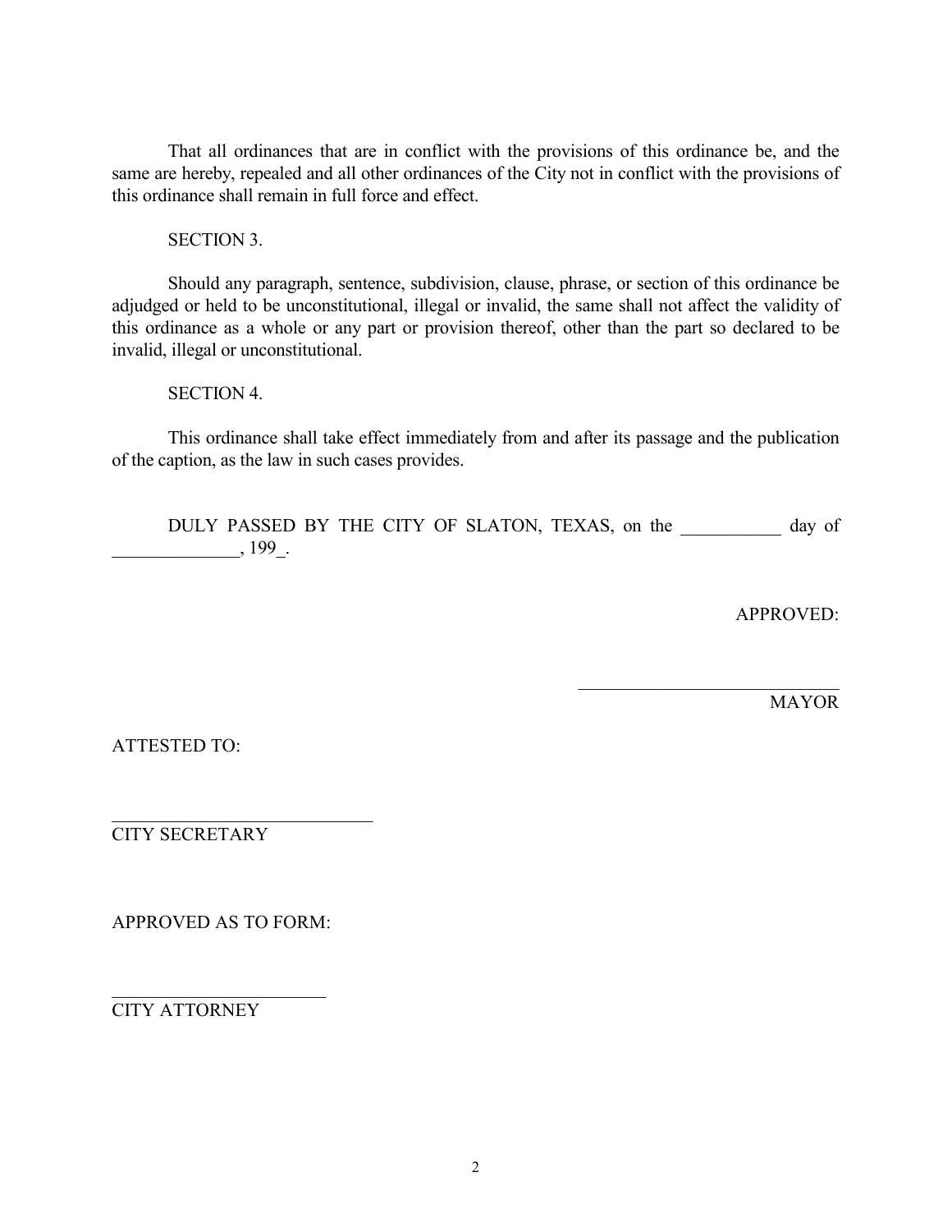That all ordinances that are in conflict with the provisions of this ordinance be, and the same are hereby, repealed and all other ordinances of the City not in conflict with the provisions of this ordinance shall remain in full force and effect.

SECTION 3.

Should any paragraph, sentence, subdivision, clause, phrase, or section of this ordinance be adjudged or held to be unconstitutional, illegal or invalid, the same shall not affect the validity of this ordinance as a whole or any part or provision thereof, other than the part so declared to be invalid, illegal or unconstitutional.

SECTION 4.

This ordinance shall take effect immediately from and after its passage and the publication of the caption, as the law in such cases provides.

DULY PASSED BY THE CITY OF SLATON, TEXAS, on the ___________ day of ______________, 199_.

APPROVED:

_____________________________
MAYOR

ATTESTED TO:

_____________________________
CITY SECRETARY

APPROVED AS TO FORM:

________________________
CITY ATTORNEY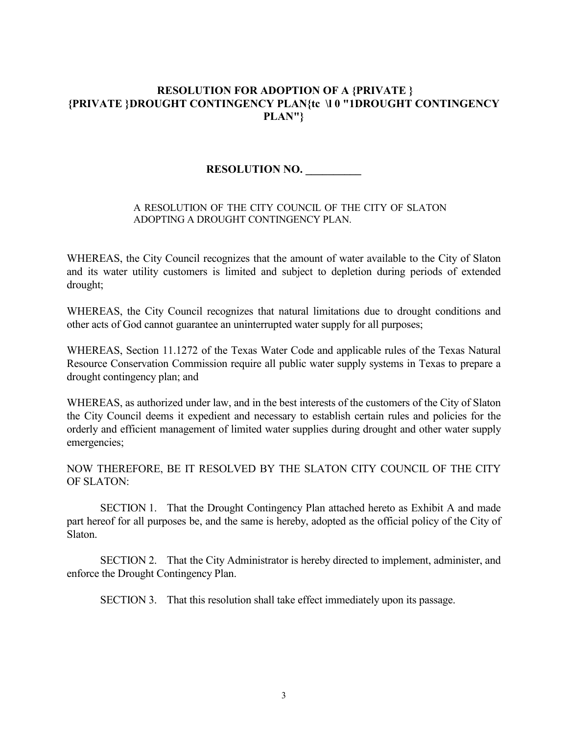# RESOLUTION FOR ADOPTION OF A {PRIVATE } {PRIVATE }DROUGHT CONTINGENCY PLAN{tc \l 0 "1DROUGHT CONTINGENCY PLAN"}

## RESOLUTION NO. __________

A RESOLUTION OF THE CITY COUNCIL OF THE CITY OF SLATON ADOPTING A DROUGHT CONTINGENCY PLAN.

WHEREAS, the City Council recognizes that the amount of water available to the City of Slaton and its water utility customers is limited and subject to depletion during periods of extended drought;

WHEREAS, the City Council recognizes that natural limitations due to drought conditions and other acts of God cannot guarantee an uninterrupted water supply for all purposes;

WHEREAS, Section 11.1272 of the Texas Water Code and applicable rules of the Texas Natural Resource Conservation Commission require all public water supply systems in Texas to prepare a drought contingency plan; and

WHEREAS, as authorized under law, and in the best interests of the customers of the City of Slaton the City Council deems it expedient and necessary to establish certain rules and policies for the orderly and efficient management of limited water supplies during drought and other water supply emergencies;

NOW THEREFORE, BE IT RESOLVED BY THE SLATON CITY COUNCIL OF THE CITY OF SLATON:

SECTION 1. That the Drought Contingency Plan attached hereto as Exhibit A and made part hereof for all purposes be, and the same is hereby, adopted as the official policy of the City of Slaton.

SECTION 2. That the City Administrator is hereby directed to implement, administer, and enforce the Drought Contingency Plan.

SECTION 3. That this resolution shall take effect immediately upon its passage.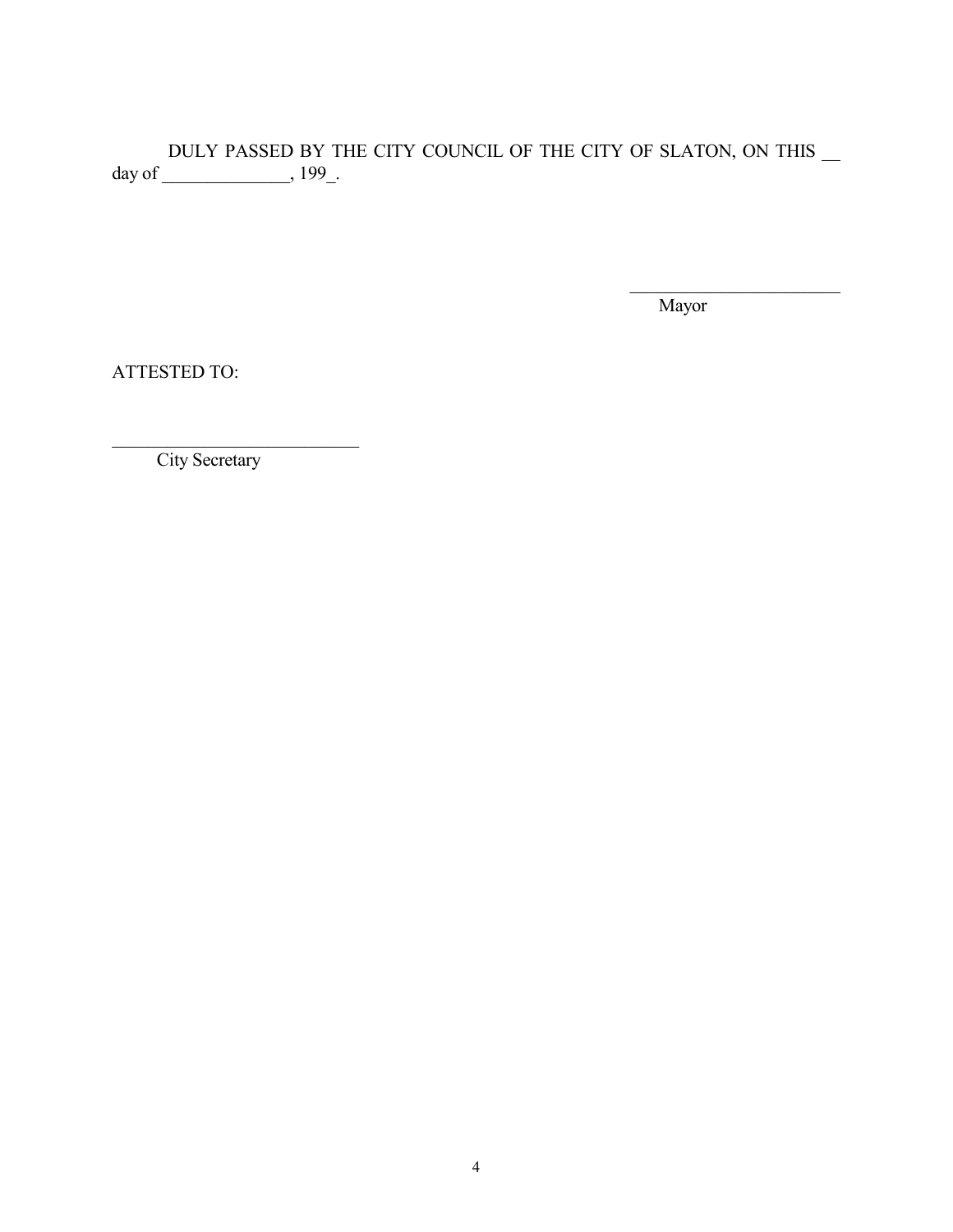DULY PASSED BY THE CITY COUNCIL OF THE CITY OF SLATON, ON THIS __ day of ______________, 199_.

________________________
Mayor

ATTESTED TO:

____________________________
City Secretary